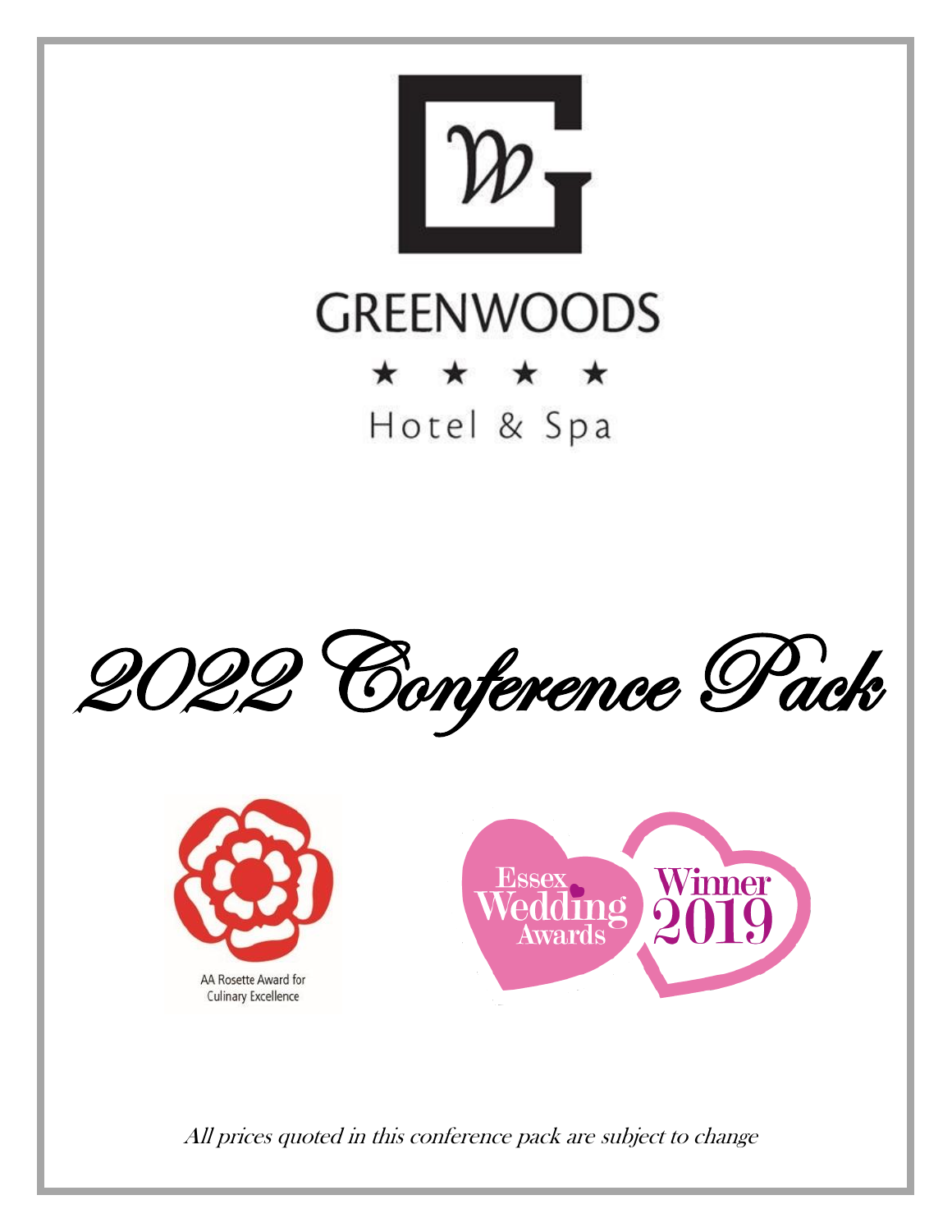# GREENWOODS

★ ★ ★ ★

Hotel & Spa

# 2022 Conference Pack

AA Rosette Award for Culinary Excellence

Essex Wedding Awards Winner 2019

*All prices quoted in this conference pack are subject to change*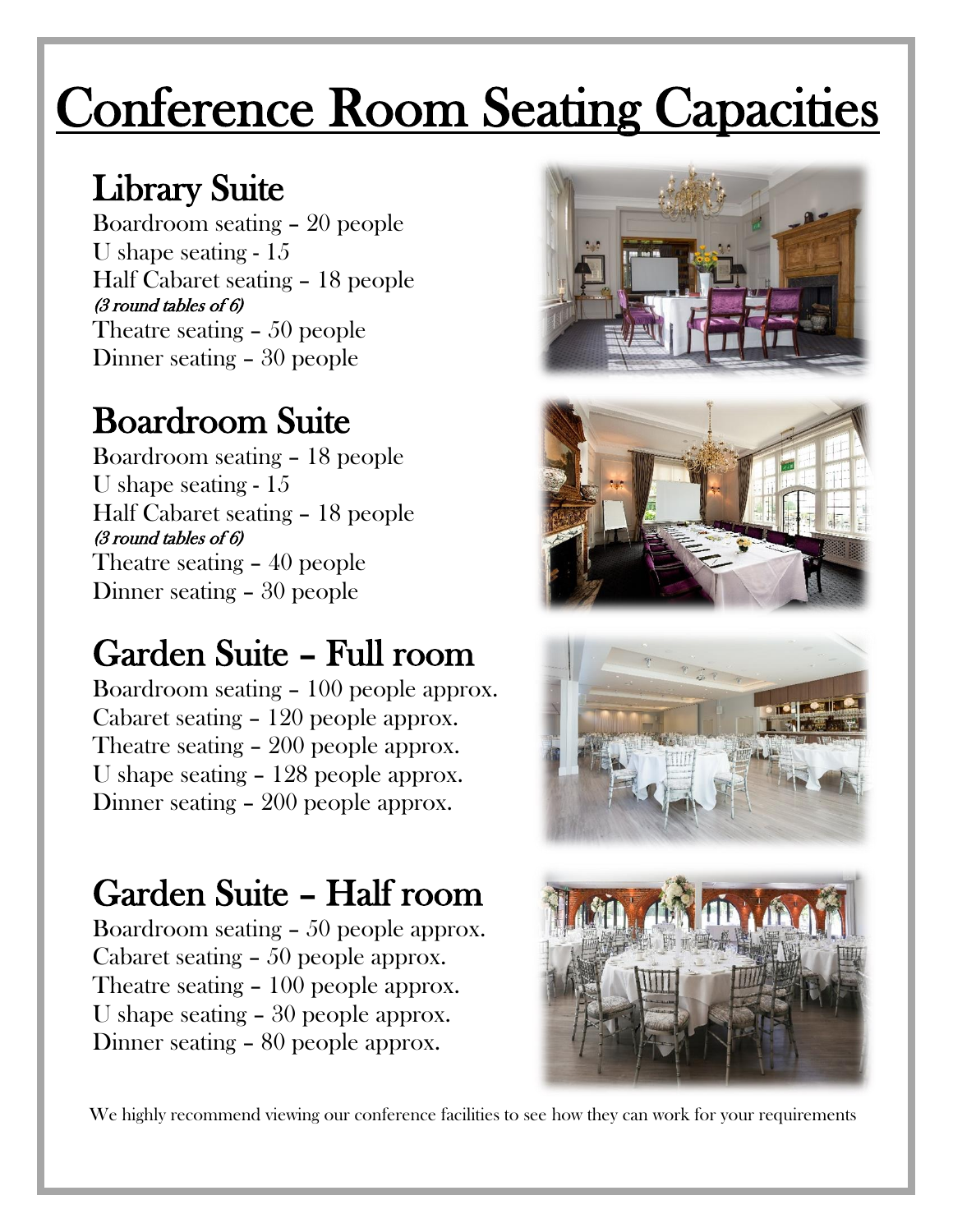# Conference Room Seating Capacities

## Library Suite

Boardroom seating – 20 people
U shape seating - 15
Half Cabaret seating – 18 people
*(3 round tables of 6)*
Theatre seating – 50 people
Dinner seating – 30 people

## Boardroom Suite

Boardroom seating – 18 people
U shape seating - 15
Half Cabaret seating – 18 people
*(3 round tables of 6)*
Theatre seating – 40 people
Dinner seating – 30 people

## Garden Suite – Full room

Boardroom seating – 100 people approx.
Cabaret seating – 120 people approx.
Theatre seating – 200 people approx.
U shape seating – 128 people approx.
Dinner seating – 200 people approx.

## Garden Suite – Half room

Boardroom seating – 50 people approx.
Cabaret seating – 50 people approx.
Theatre seating – 100 people approx.
U shape seating – 30 people approx.
Dinner seating – 80 people approx.

We highly recommend viewing our conference facilities to see how they can work for your requirements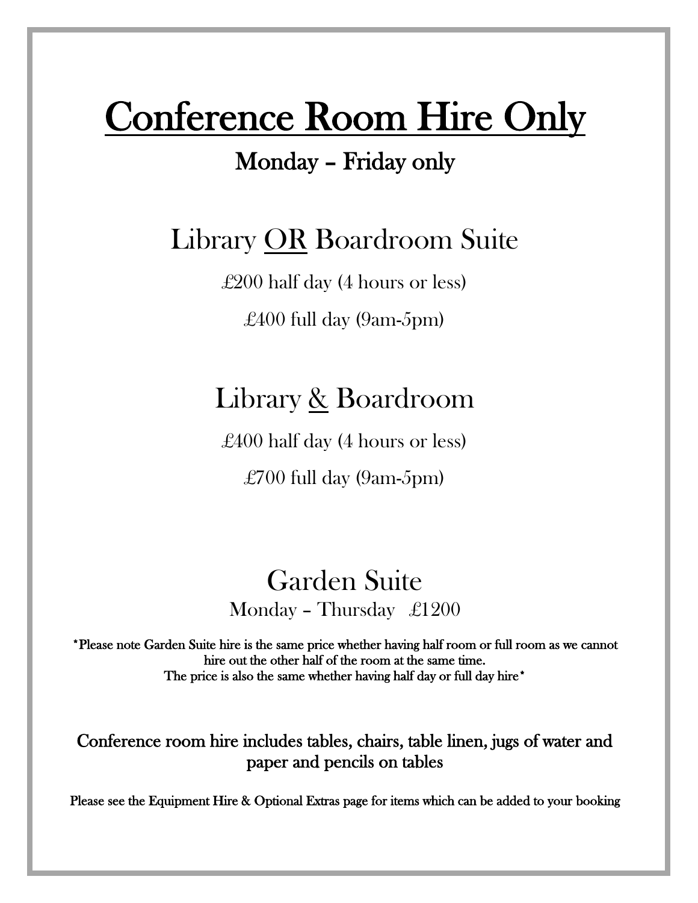# Conference Room Hire Only

## Monday – Friday only

## Library OR Boardroom Suite

£200 half day (4 hours or less)

£400 full day (9am-5pm)

## Library & Boardroom

£400 half day (4 hours or less)

£700 full day (9am-5pm)

## Garden Suite

Monday – Thursday £1200

*Please note Garden Suite hire is the same price whether having half room or full room as we cannot hire out the other half of the room at the same time.
The price is also the same whether having half day or full day hire*

**Conference room hire includes tables, chairs, table linen, jugs of water and paper and pencils on tables**

Please see the Equipment Hire & Optional Extras page for items which can be added to your booking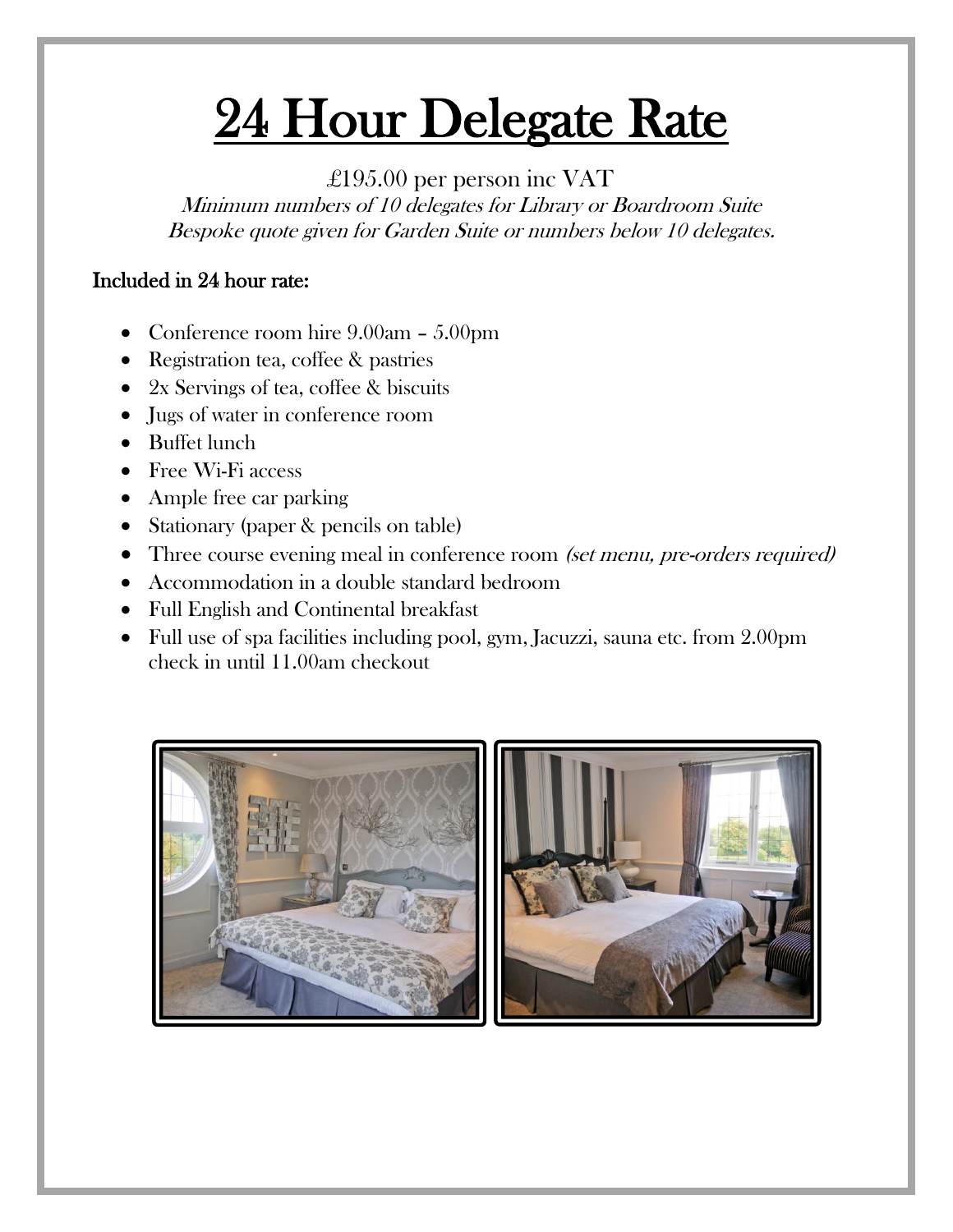# 24 Hour Delegate Rate

£195.00 per person inc VAT

*Minimum numbers of 10 delegates for Library or Boardroom Suite*
*Bespoke quote given for Garden Suite or numbers below 10 delegates.*

**Included in 24 hour rate:**

- Conference room hire 9.00am – 5.00pm
- Registration tea, coffee & pastries
- 2x Servings of tea, coffee & biscuits
- Jugs of water in conference room
- Buffet lunch
- Free Wi-Fi access
- Ample free car parking
- Stationary (paper & pencils on table)
- Three course evening meal in conference room *(set menu, pre-orders required)*
- Accommodation in a double standard bedroom
- Full English and Continental breakfast
- Full use of spa facilities including pool, gym, Jacuzzi, sauna etc. from 2.00pm check in until 11.00am checkout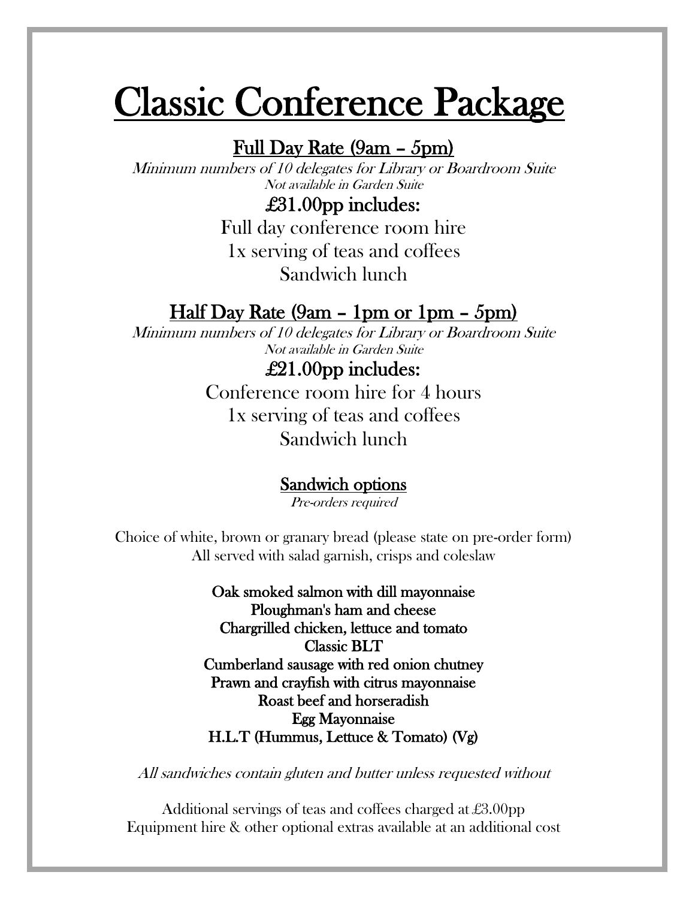# Classic Conference Package

## Full Day Rate (9am – 5pm)

*Minimum numbers of 10 delegates for Library or Boardroom Suite*
*Not available in Garden Suite*

### £31.00pp includes:

Full day conference room hire
1x serving of teas and coffees
Sandwich lunch

## Half Day Rate (9am – 1pm or 1pm – 5pm)

*Minimum numbers of 10 delegates for Library or Boardroom Suite*
*Not available in Garden Suite*

### £21.00pp includes:

Conference room hire for 4 hours
1x serving of teas and coffees
Sandwich lunch

### Sandwich options

*Pre-orders required*

Choice of white, brown or granary bread (please state on pre-order form)
All served with salad garnish, crisps and coleslaw

**Oak smoked salmon with dill mayonnaise**
**Ploughman's ham and cheese**
**Chargrilled chicken, lettuce and tomato**
**Classic BLT**
**Cumberland sausage with red onion chutney**
**Prawn and crayfish with citrus mayonnaise**
**Roast beef and horseradish**
**Egg Mayonnaise**
**H.L.T (Hummus, Lettuce & Tomato) (Vg)**

*All sandwiches contain gluten and butter unless requested without*

Additional servings of teas and coffees charged at £3.00pp
Equipment hire & other optional extras available at an additional cost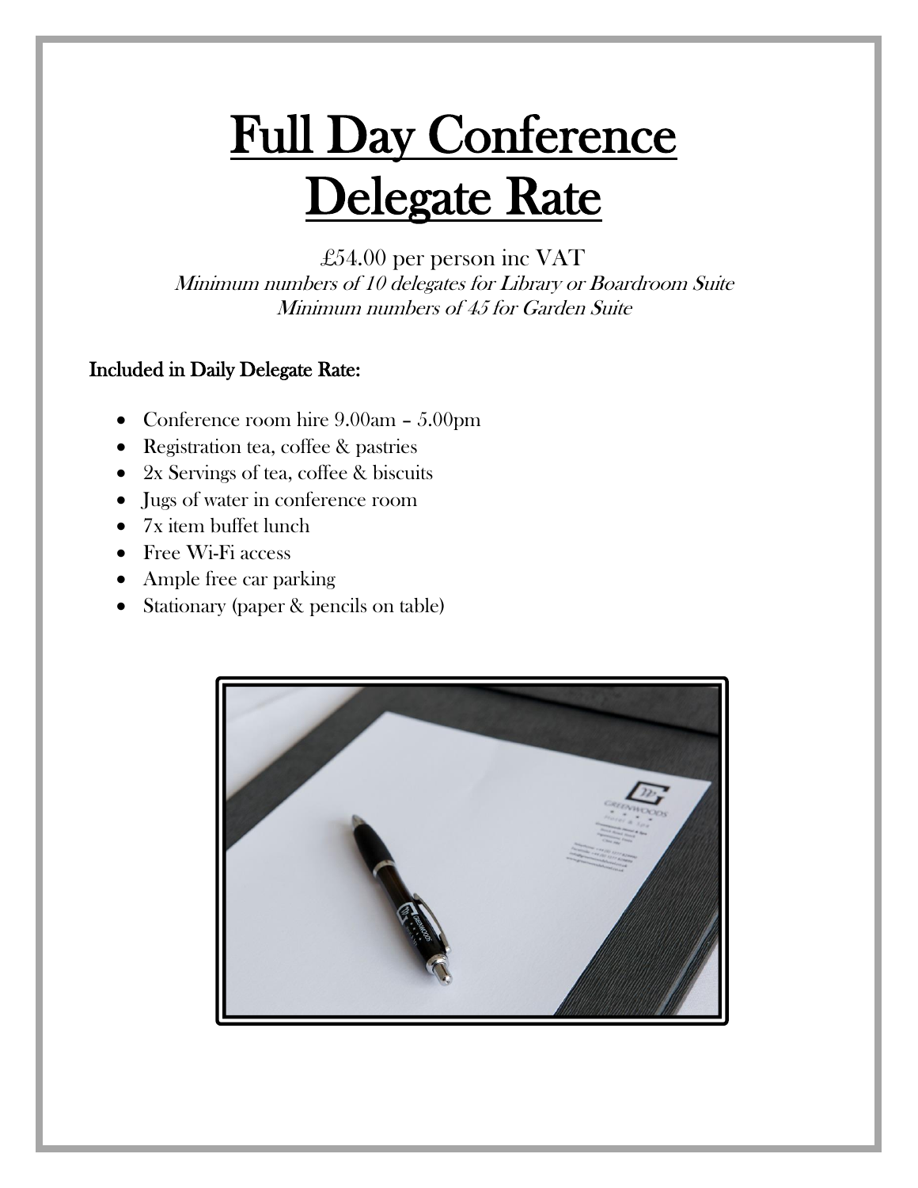# Full Day Conference Delegate Rate

£54.00 per person inc VAT

*Minimum numbers of 10 delegates for Library or Boardroom Suite*

*Minimum numbers of 45 for Garden Suite*

**Included in Daily Delegate Rate:**

- Conference room hire 9.00am – 5.00pm
- Registration tea, coffee & pastries
- 2x Servings of tea, coffee & biscuits
- Jugs of water in conference room
- 7x item buffet lunch
- Free Wi-Fi access
- Ample free car parking
- Stationary (paper & pencils on table)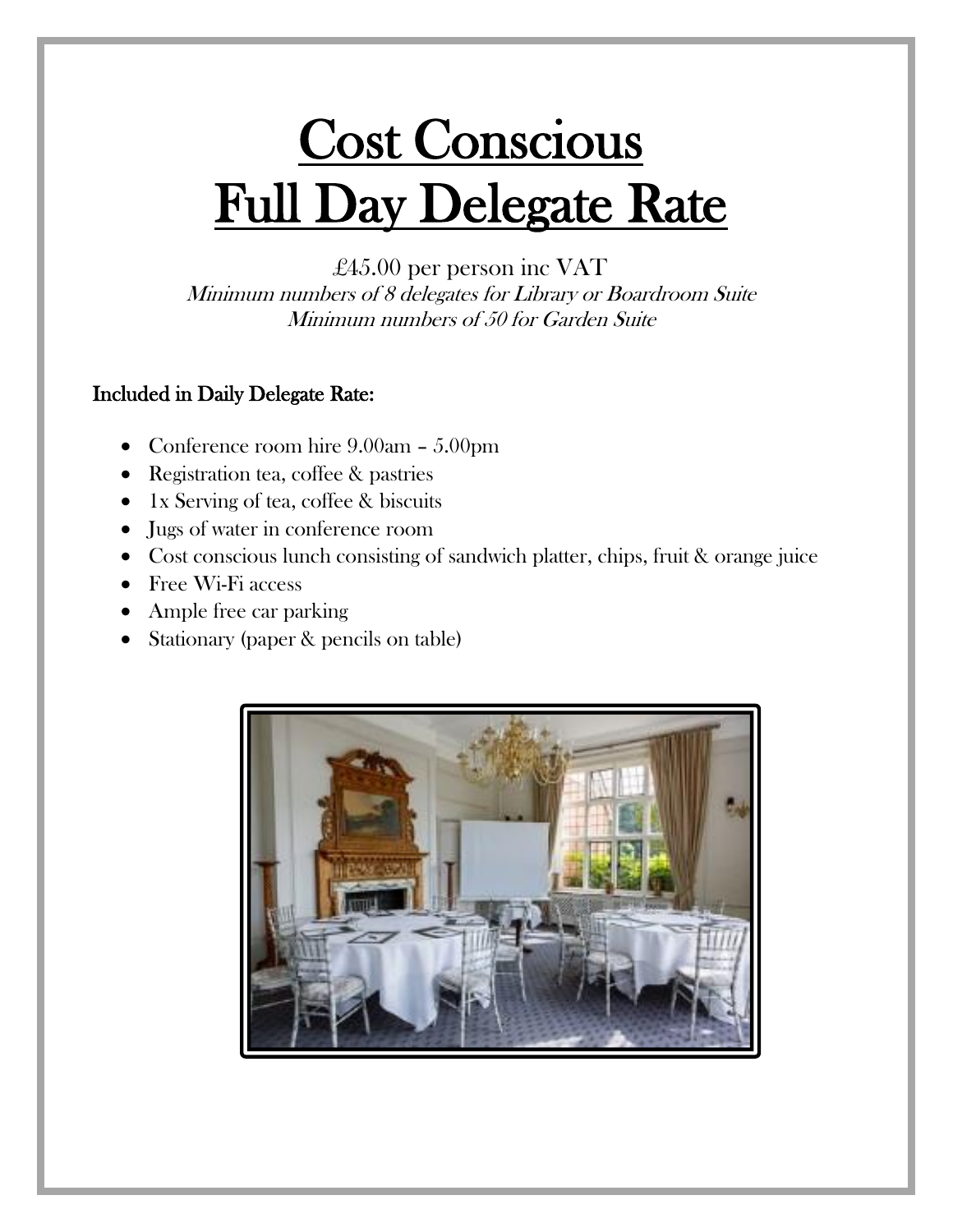# Cost Conscious Full Day Delegate Rate

£45.00 per person inc VAT

*Minimum numbers of 8 delegates for Library or Boardroom Suite*
*Minimum numbers of 50 for Garden Suite*

**Included in Daily Delegate Rate:**

- Conference room hire 9.00am – 5.00pm
- Registration tea, coffee & pastries
- 1x Serving of tea, coffee & biscuits
- Jugs of water in conference room
- Cost conscious lunch consisting of sandwich platter, chips, fruit & orange juice
- Free Wi-Fi access
- Ample free car parking
- Stationary (paper & pencils on table)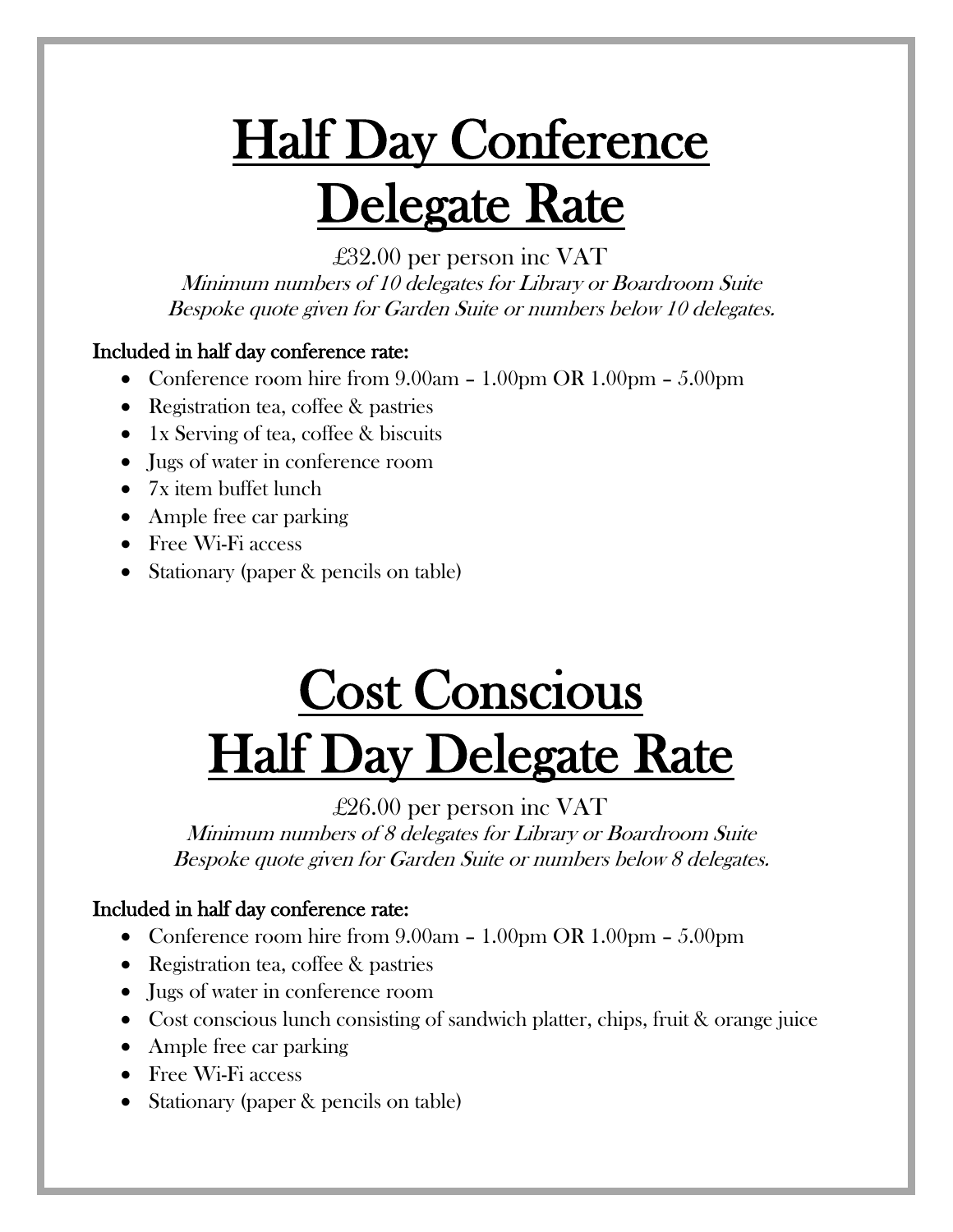# Half Day Conference Delegate Rate

£32.00 per person inc VAT

*Minimum numbers of 10 delegates for Library or Boardroom Suite*
*Bespoke quote given for Garden Suite or numbers below 10 delegates.*

**Included in half day conference rate:**

- Conference room hire from 9.00am – 1.00pm OR 1.00pm – 5.00pm
- Registration tea, coffee & pastries
- 1x Serving of tea, coffee & biscuits
- Jugs of water in conference room
- 7x item buffet lunch
- Ample free car parking
- Free Wi-Fi access
- Stationary (paper & pencils on table)

# Cost Conscious Half Day Delegate Rate

£26.00 per person inc VAT

*Minimum numbers of 8 delegates for Library or Boardroom Suite*
*Bespoke quote given for Garden Suite or numbers below 8 delegates.*

**Included in half day conference rate:**

- Conference room hire from 9.00am – 1.00pm OR 1.00pm – 5.00pm
- Registration tea, coffee & pastries
- Jugs of water in conference room
- Cost conscious lunch consisting of sandwich platter, chips, fruit & orange juice
- Ample free car parking
- Free Wi-Fi access
- Stationary (paper & pencils on table)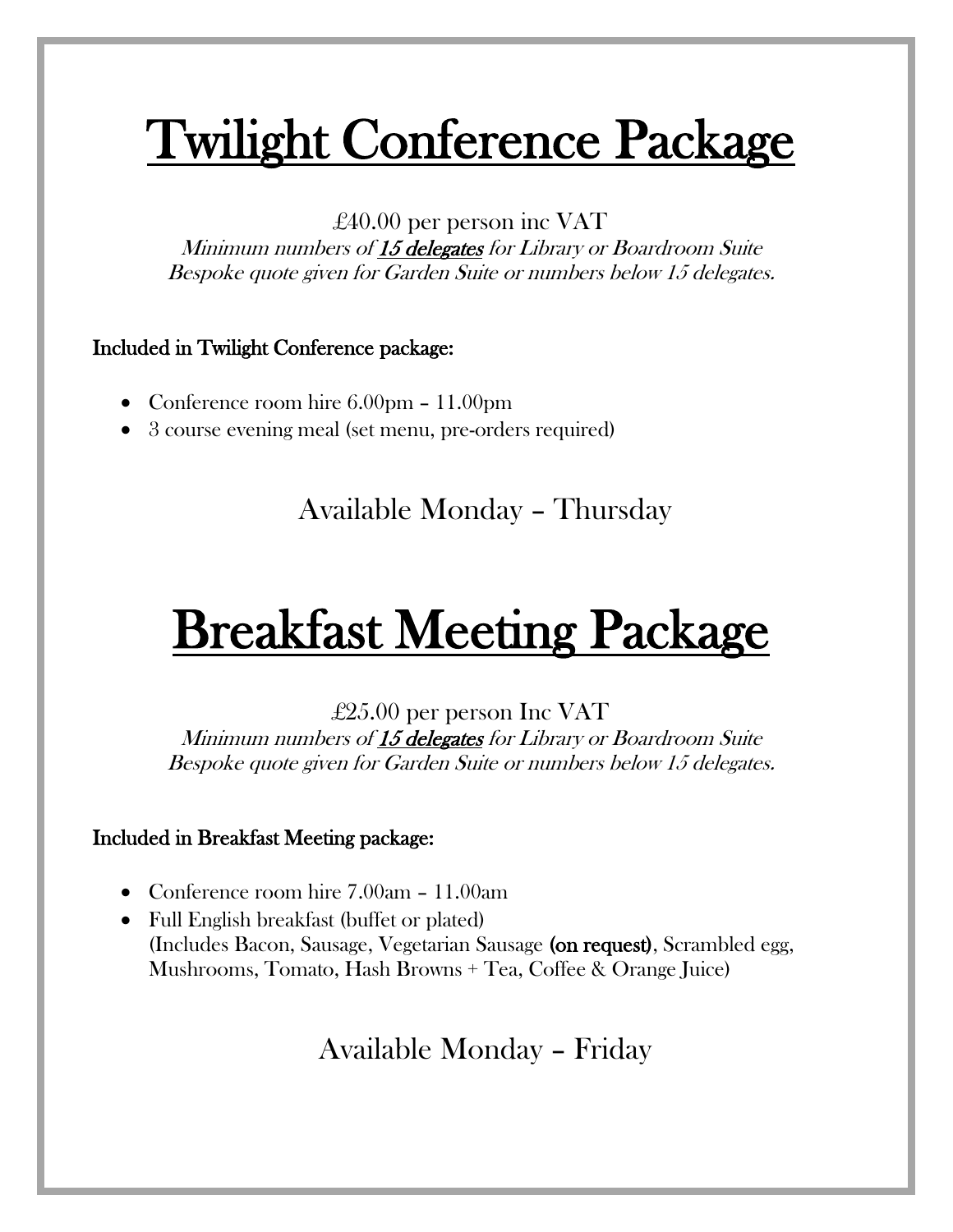# Twilight Conference Package

£40.00 per person inc VAT

*Minimum numbers of* ***15 delegates*** *for Library or Boardroom Suite*
*Bespoke quote given for Garden Suite or numbers below 15 delegates.*

**Included in Twilight Conference package:**

- Conference room hire 6.00pm – 11.00pm
- 3 course evening meal (set menu, pre-orders required)

Available Monday – Thursday

# Breakfast Meeting Package

£25.00 per person Inc VAT

*Minimum numbers of* ***15 delegates*** *for Library or Boardroom Suite*
*Bespoke quote given for Garden Suite or numbers below 15 delegates.*

**Included in Breakfast Meeting package:**

- Conference room hire 7.00am – 11.00am
- Full English breakfast (buffet or plated)
  (Includes Bacon, Sausage, Vegetarian Sausage **(on request)**, Scrambled egg, Mushrooms, Tomato, Hash Browns + Tea, Coffee & Orange Juice)

Available Monday – Friday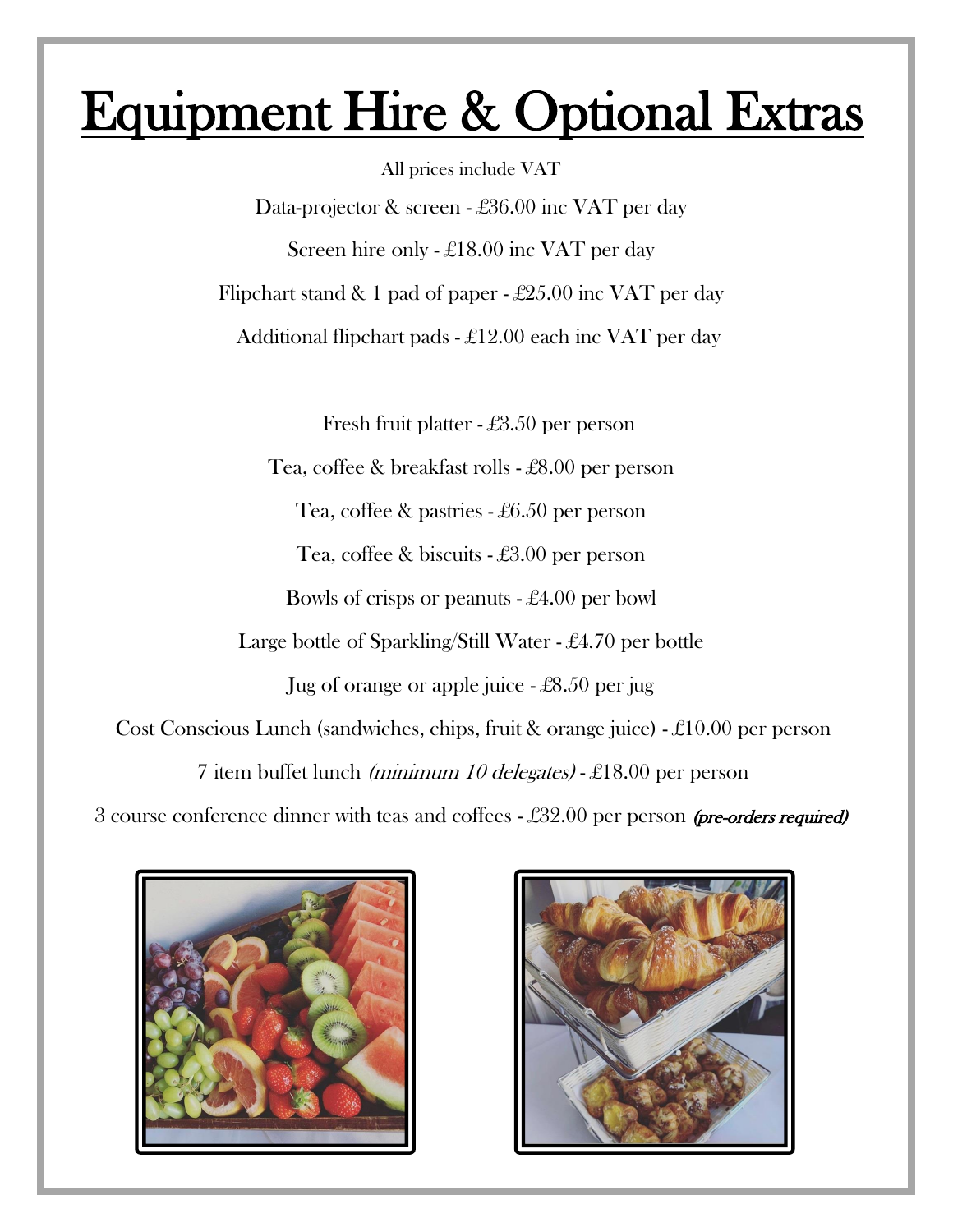# Equipment Hire & Optional Extras

All prices include VAT

Data-projector & screen - £36.00 inc VAT per day

Screen hire only - £18.00 inc VAT per day

Flipchart stand & 1 pad of paper - £25.00 inc VAT per day

Additional flipchart pads - £12.00 each inc VAT per day

Fresh fruit platter - £3.50 per person

Tea, coffee & breakfast rolls - £8.00 per person

Tea, coffee & pastries - £6.50 per person

Tea, coffee & biscuits - £3.00 per person

Bowls of crisps or peanuts - £4.00 per bowl

Large bottle of Sparkling/Still Water - £4.70 per bottle

Jug of orange or apple juice - £8.50 per jug

Cost Conscious Lunch (sandwiches, chips, fruit & orange juice) - £10.00 per person

7 item buffet lunch *(minimum 10 delegates)* - £18.00 per person

3 course conference dinner with teas and coffees - £32.00 per person *(pre-orders required)*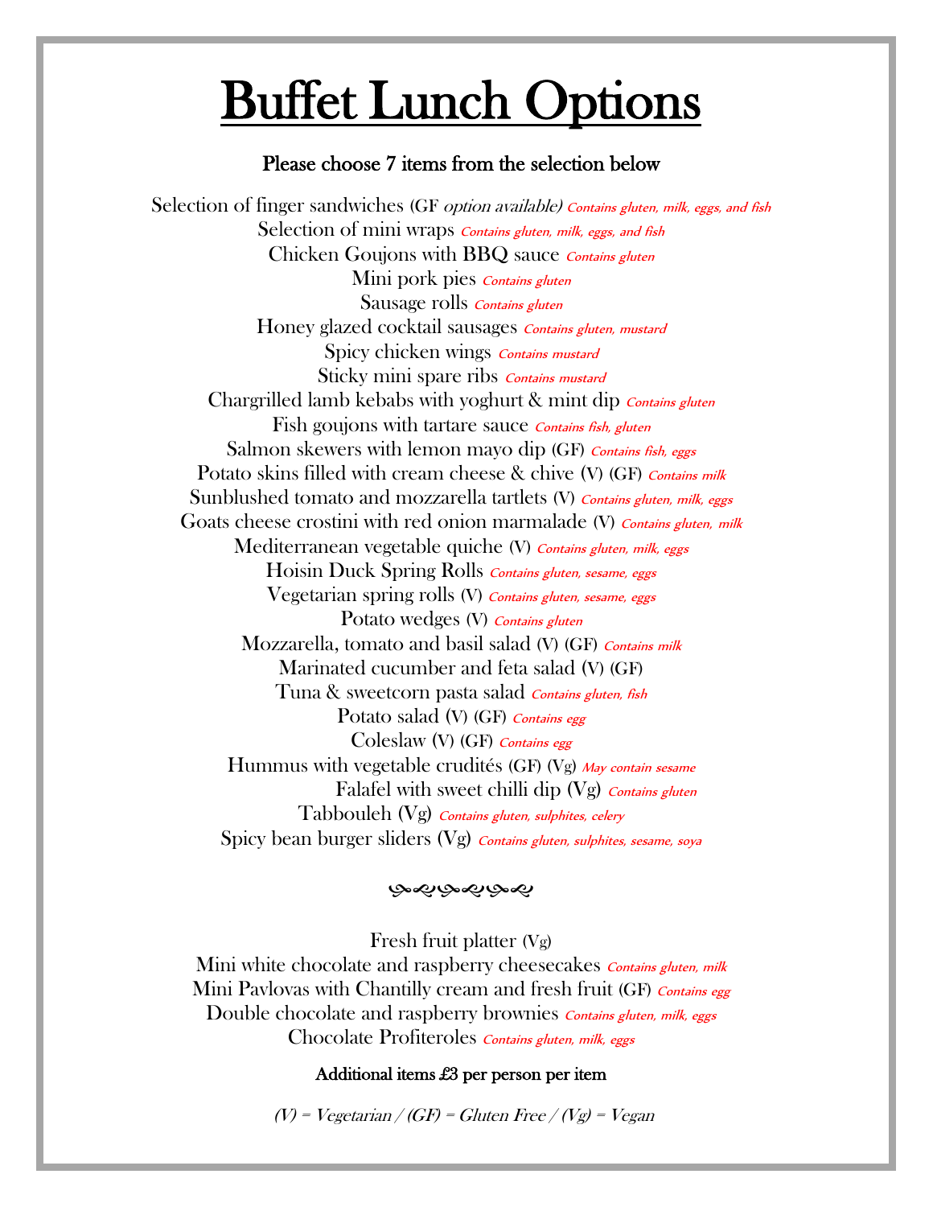# Buffet Lunch Options

**Please choose 7 items from the selection below**

Selection of finger sandwiches (GF *option available*) *Contains gluten, milk, eggs, and fish*
Selection of mini wraps *Contains gluten, milk, eggs, and fish*
Chicken Goujons with BBQ sauce *Contains gluten*
Mini pork pies *Contains gluten*
Sausage rolls *Contains gluten*
Honey glazed cocktail sausages *Contains gluten, mustard*
Spicy chicken wings *Contains mustard*
Sticky mini spare ribs *Contains mustard*
Chargrilled lamb kebabs with yoghurt & mint dip *Contains gluten*
Fish goujons with tartare sauce *Contains fish, gluten*
Salmon skewers with lemon mayo dip (GF) *Contains fish, eggs*
Potato skins filled with cream cheese & chive (V) (GF) *Contains milk*
Sunblushed tomato and mozzarella tartlets (V) *Contains gluten, milk, eggs*
Goats cheese crostini with red onion marmalade (V) *Contains gluten, milk*
Mediterranean vegetable quiche (V) *Contains gluten, milk, eggs*
Hoisin Duck Spring Rolls *Contains gluten, sesame, eggs*
Vegetarian spring rolls (V) *Contains gluten, sesame, eggs*
Potato wedges (V) *Contains gluten*
Mozzarella, tomato and basil salad (V) (GF) *Contains milk*
Marinated cucumber and feta salad (V) (GF)
Tuna & sweetcorn pasta salad *Contains gluten, fish*
Potato salad (V) (GF) *Contains egg*
Coleslaw (V) (GF) *Contains egg*
Hummus with vegetable crudités (GF) (Vg) *May contain sesame*
Falafel with sweet chilli dip (Vg) *Contains gluten*
Tabbouleh (Vg) *Contains gluten, sulphites, celery*
Spicy bean burger sliders (Vg) *Contains gluten, sulphites, sesame, soya*

Fresh fruit platter (Vg)
Mini white chocolate and raspberry cheesecakes *Contains gluten, milk*
Mini Pavlovas with Chantilly cream and fresh fruit (GF) *Contains egg*
Double chocolate and raspberry brownies *Contains gluten, milk, eggs*
Chocolate Profiteroles *Contains gluten, milk, eggs*

**Additional items £3 per person per item**

*(V) = Vegetarian / (GF) = Gluten Free / (Vg) = Vegan*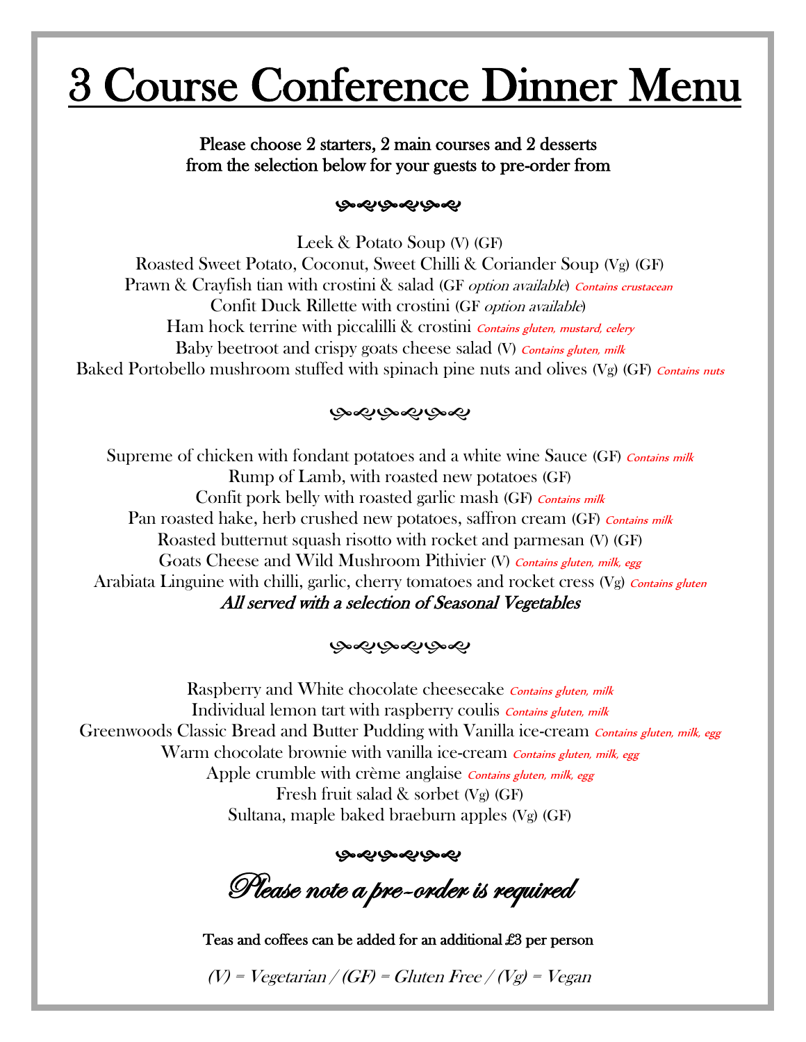# 3 Course Conference Dinner Menu

**Please choose 2 starters, 2 main courses and 2 desserts from the selection below for your guests to pre-order from**

Leek & Potato Soup (V) (GF)
Roasted Sweet Potato, Coconut, Sweet Chilli & Coriander Soup (Vg) (GF)
Prawn & Crayfish tian with crostini & salad (GF *option available*) *Contains crustacean*
Confit Duck Rillette with crostini (GF *option available*)
Ham hock terrine with piccalilli & crostini *Contains gluten, mustard, celery*
Baby beetroot and crispy goats cheese salad (V) *Contains gluten, milk*
Baked Portobello mushroom stuffed with spinach pine nuts and olives (Vg) (GF) *Contains nuts*

Supreme of chicken with fondant potatoes and a white wine Sauce (GF) *Contains milk*
Rump of Lamb, with roasted new potatoes (GF)
Confit pork belly with roasted garlic mash (GF) *Contains milk*
Pan roasted hake, herb crushed new potatoes, saffron cream (GF) *Contains milk*
Roasted butternut squash risotto with rocket and parmesan (V) (GF)
Goats Cheese and Wild Mushroom Pithivier (V) *Contains gluten, milk, egg*
Arabiata Linguine with chilli, garlic, cherry tomatoes and rocket cress (Vg) *Contains gluten*
***All served with a selection of Seasonal Vegetables***

Raspberry and White chocolate cheesecake *Contains gluten, milk*
Individual lemon tart with raspberry coulis *Contains gluten, milk*
Greenwoods Classic Bread and Butter Pudding with Vanilla ice-cream *Contains gluten, milk, egg*
Warm chocolate brownie with vanilla ice-cream *Contains gluten, milk, egg*
Apple crumble with crème anglaise *Contains gluten, milk, egg*
Fresh fruit salad & sorbet (Vg) (GF)
Sultana, maple baked braeburn apples (Vg) (GF)

*Please note a pre-order is required*

**Teas and coffees can be added for an additional £3 per person**

*(V) = Vegetarian / (GF) = Gluten Free / (Vg) = Vegan*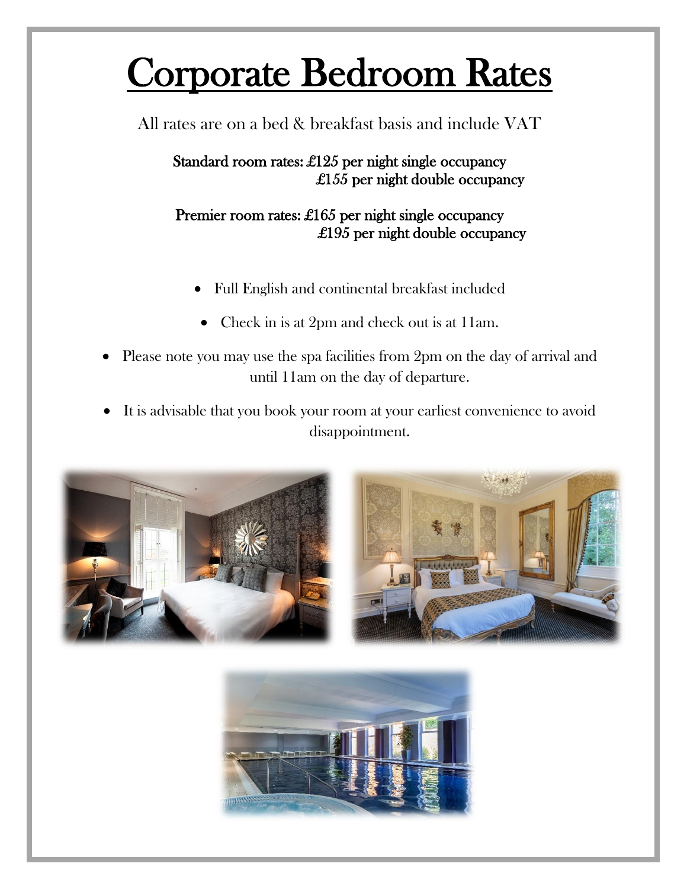# Corporate Bedroom Rates

All rates are on a bed & breakfast basis and include VAT

**Standard room rates: £125 per night single occupancy**
**£155 per night double occupancy**

**Premier room rates: £165 per night single occupancy**
**£195 per night double occupancy**

- Full English and continental breakfast included
- Check in is at 2pm and check out is at 11am.
- Please note you may use the spa facilities from 2pm on the day of arrival and until 11am on the day of departure.
- It is advisable that you book your room at your earliest convenience to avoid disappointment.